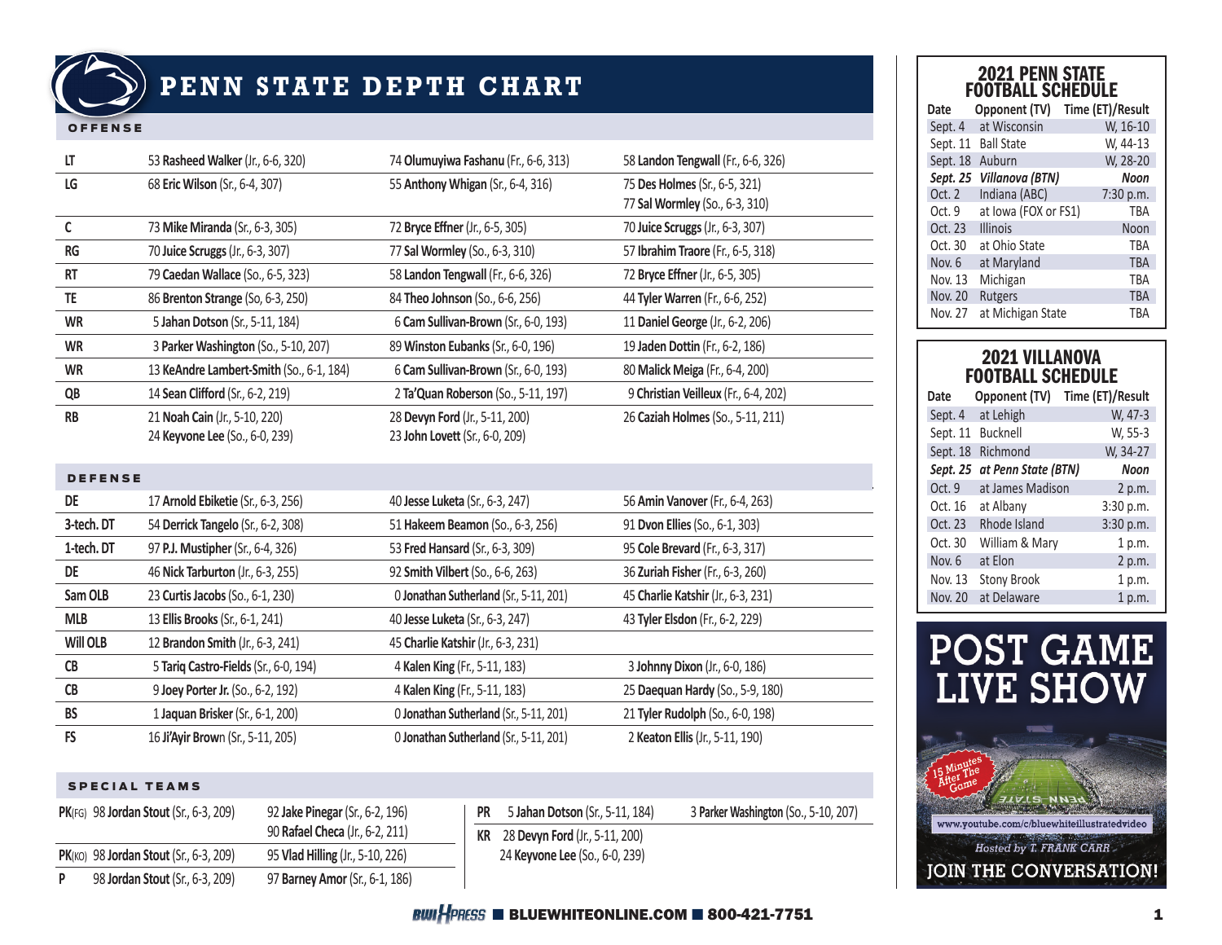# PENN STATE DEPTH CHART

## OFFENSE

| Pos | 1st | 2nd | 3rd |
|---|---|---|---|
| LT | 53 **Rasheed Walker** (Jr., 6-6, 320) | 74 **Olumuyiwa Fashanu** (Fr., 6-6, 313) | 58 **Landon Tengwall** (Fr., 6-6, 326) |
| LG | 68 **Eric Wilson** (Sr., 6-4, 307) | 55 **Anthony Whigan** (Sr., 6-4, 316) | 75 **Des Holmes** (Sr., 6-5, 321)<br>77 **Sal Wormley** (So., 6-3, 310) |
| C | 73 **Mike Miranda** (Sr., 6-3, 305) | 72 **Bryce Effner** (Jr., 6-5, 305) | 70 **Juice Scruggs** (Jr., 6-3, 307) |
| RG | 70 **Juice Scruggs** (Jr., 6-3, 307) | 77 **Sal Wormley** (So., 6-3, 310) | 57 **Ibrahim Traore** (Fr., 6-5, 318) |
| RT | 79 **Caedan Wallace** (So., 6-5, 323) | 58 **Landon Tengwall** (Fr., 6-6, 326) | 72 **Bryce Effner** (Jr., 6-5, 305) |
| TE | 86 **Brenton Strange** (So, 6-3, 250) | 84 **Theo Johnson** (So., 6-6, 256) | 44 **Tyler Warren** (Fr., 6-6, 252) |
| WR | 5 **Jahan Dotson** (Sr., 5-11, 184) | 6 **Cam Sullivan-Brown** (Sr., 6-0, 193) | 11 **Daniel George** (Jr., 6-2, 206) |
| WR | 3 **Parker Washington** (So., 5-10, 207) | 89 **Winston Eubanks** (Sr., 6-0, 196) | 19 **Jaden Dottin** (Fr., 6-2, 186) |
| WR | 13 **KeAndre Lambert-Smith** (So., 6-1, 184) | 6 **Cam Sullivan-Brown** (Sr., 6-0, 193) | 80 **Malick Meiga** (Fr., 6-4, 200) |
| QB | 14 **Sean Clifford** (Sr., 6-2, 219) | 2 **Ta'Quan Roberson** (So., 5-11, 197) | 9 **Christian Veilleux** (Fr., 6-4, 202) |
| RB | 21 **Noah Cain** (Jr., 5-10, 220)<br>24 **Keyvone Lee** (So., 6-0, 239) | 28 **Devyn Ford** (Jr., 5-11, 200)<br>23 **John Lovett** (Sr., 6-0, 209) | 26 **Caziah Holmes** (So., 5-11, 211) |

## DEFENSE

| Pos | 1st | 2nd | 3rd |
|---|---|---|---|
| DE | 17 **Arnold Ebiketie** (Sr., 6-3, 256) | 40 **Jesse Luketa** (Sr., 6-3, 247) | 56 **Amin Vanover** (Fr., 6-4, 263) |
| 3-tech. DT | 54 **Derrick Tangelo** (Sr., 6-2, 308) | 51 **Hakeem Beamon** (So., 6-3, 256) | 91 **Dvon Ellies** (So., 6-1, 303) |
| 1-tech. DT | 97 **P.J. Mustipher** (Sr., 6-4, 326) | 53 **Fred Hansard** (Sr., 6-3, 309) | 95 **Cole Brevard** (Fr., 6-3, 317) |
| DE | 46 **Nick Tarburton** (Jr., 6-3, 255) | 92 **Smith Vilbert** (So., 6-6, 263) | 36 **Zuriah Fisher** (Fr., 6-3, 260) |
| Sam OLB | 23 **Curtis Jacobs** (So., 6-1, 230) | 0 **Jonathan Sutherland** (Sr., 5-11, 201) | 45 **Charlie Katshir** (Jr., 6-3, 231) |
| MLB | 13 **Ellis Brooks** (Sr., 6-1, 241) | 40 **Jesse Luketa** (Sr., 6-3, 247) | 43 **Tyler Elsdon** (Fr., 6-2, 229) |
| Will OLB | 12 **Brandon Smith** (Jr., 6-3, 241) | 45 **Charlie Katshir** (Jr., 6-3, 231) | |
| CB | 5 **Tariq Castro-Fields** (Sr., 6-0, 194) | 4 **Kalen King** (Fr., 5-11, 183) | 3 **Johnny Dixon** (Jr., 6-0, 186) |
| CB | 9 **Joey Porter Jr.** (So., 6-2, 192) | 4 **Kalen King** (Fr., 5-11, 183) | 25 **Daequan Hardy** (So., 5-9, 180) |
| BS | 1 **Jaquan Brisker** (Sr., 6-1, 200) | 0 **Jonathan Sutherland** (Sr., 5-11, 201) | 21 **Tyler Rudolph** (So., 6-0, 198) |
| FS | 16 **Ji'Ayir Brown** (Sr., 5-11, 205) | 0 **Jonathan Sutherland** (Sr., 5-11, 201) | 2 **Keaton Ellis** (Jr., 5-11, 190) |

## SPECIAL TEAMS

| Pos | 1st | 2nd |
|---|---|---|
| PK(FG) | 98 **Jordan Stout** (Sr., 6-3, 209) | 92 **Jake Pinegar** (Sr., 6-2, 196)<br>90 **Rafael Checa** (Jr., 6-2, 211) |
| PK(KO) | 98 **Jordan Stout** (Sr., 6-3, 209) | 95 **Vlad Hilling** (Jr., 5-10, 226) |
| P | 98 **Jordan Stout** (Sr., 6-3, 209) | 97 **Barney Amor** (Sr., 6-1, 186) |
| PR | 5 **Jahan Dotson** (Sr., 5-11, 184) | 3 **Parker Washington** (So., 5-10, 207) |
| KR | 28 **Devyn Ford** (Jr., 5-11, 200)<br>24 **Keyvone Lee** (So., 6-0, 239) | |

## 2021 PENN STATE FOOTBALL SCHEDULE

| Date | Opponent (TV) | Time (ET)/Result |
|---|---|---|
| Sept. 4 | at Wisconsin | W, 16-10 |
| Sept. 11 | Ball State | W, 44-13 |
| Sept. 18 | Auburn | W, 28-20 |
| *Sept. 25* | *Villanova (BTN)* | *Noon* |
| Oct. 2 | Indiana (ABC) | 7:30 p.m. |
| Oct. 9 | at Iowa (FOX or FS1) | TBA |
| Oct. 23 | Illinois | Noon |
| Oct. 30 | at Ohio State | TBA |
| Nov. 6 | at Maryland | TBA |
| Nov. 13 | Michigan | TBA |
| Nov. 20 | Rutgers | TBA |
| Nov. 27 | at Michigan State | TBA |

## 2021 VILLANOVA FOOTBALL SCHEDULE

| Date | Opponent (TV) | Time (ET)/Result |
|---|---|---|
| Sept. 4 | at Lehigh | W, 47-3 |
| Sept. 11 | Bucknell | W, 55-3 |
| Sept. 18 | Richmond | W, 34-27 |
| *Sept. 25* | *at Penn State (BTN)* | *Noon* |
| Oct. 9 | at James Madison | 2 p.m. |
| Oct. 16 | at Albany | 3:30 p.m. |
| Oct. 23 | Rhode Island | 3:30 p.m. |
| Oct. 30 | William & Mary | 1 p.m. |
| Nov. 6 | at Elon | 2 p.m. |
| Nov. 13 | Stony Brook | 1 p.m. |
| Nov. 20 | at Delaware | 1 p.m. |

POST GAME LIVE SHOW

15 Minutes After The Game

www.youtube.com/c/bluewhiteillustratedvideo

Hosted by T. FRANK CARR

JOIN THE CONVERSATION!

BWI PRESS ■ BLUEWHITEONLINE.COM ■ 800-421-7751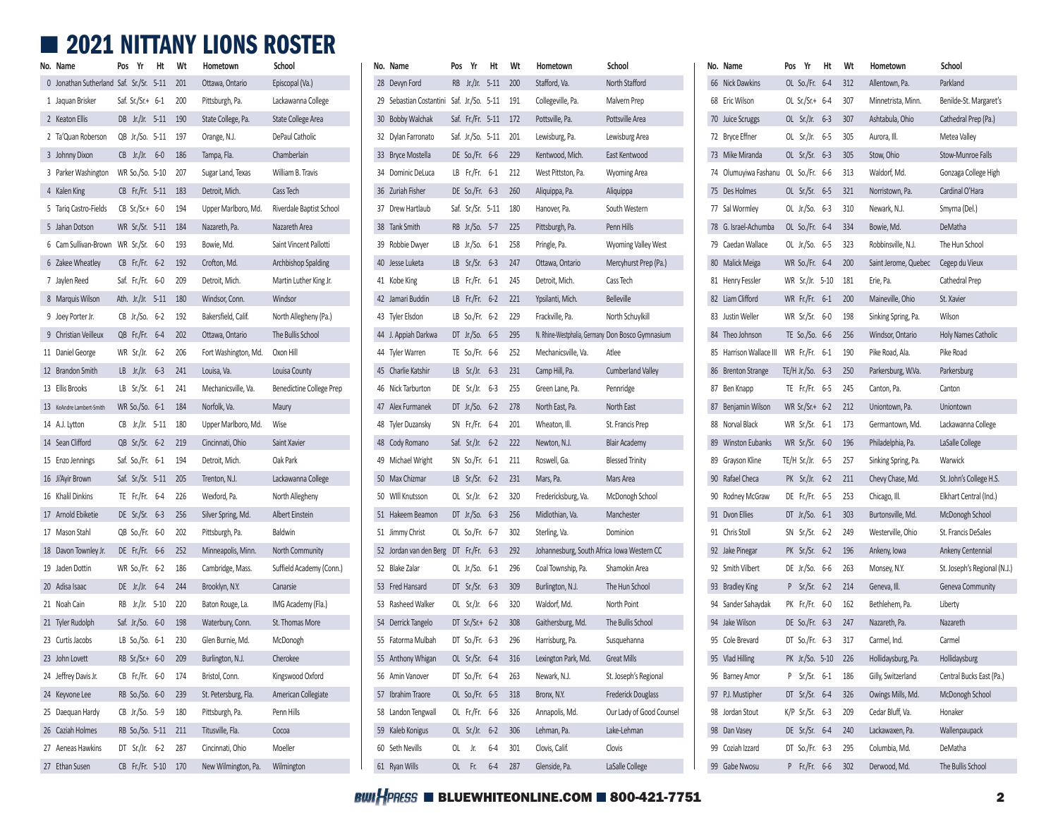# 2021 NITTANY LIONS ROSTER

| No. | Name | Pos | Yr | Ht | Wt | Hometown | School |
|---|---|---|---|---|---|---|---|
| 0 | Jonathan Sutherland | Saf. | Sr./Sr. | 5-11 | 201 | Ottawa, Ontario | Episcopal (Va.) |
| 1 | Jaquan Brisker | Saf. | Sr./Sr.+ | 6-1 | 200 | Pittsburgh, Pa. | Lackawanna College |
| 2 | Keaton Ellis | DB | Jr./Jr. | 5-11 | 190 | State College, Pa. | State College Area |
| 2 | Ta'Quan Roberson | QB | Jr./So. | 5-11 | 197 | Orange, N.J. | DePaul Catholic |
| 3 | Johnny Dixon | CB | Jr./Jr. | 6-0 | 186 | Tampa, Fla. | Chamberlain |
| 3 | Parker Washington | WR | So./So. | 5-10 | 207 | Sugar Land, Texas | William B. Travis |
| 4 | Kalen King | CB | Fr./Fr. | 5-11 | 183 | Detroit, Mich. | Cass Tech |
| 5 | Tariq Castro-Fields | CB | Sr./Sr.+ | 6-0 | 194 | Upper Marlboro, Md. | Riverdale Baptist School |
| 5 | Jahan Dotson | WR | Sr./Sr. | 5-11 | 184 | Nazareth, Pa. | Nazareth Area |
| 6 | Cam Sullivan-Brown | WR | Sr./Sr. | 6-0 | 193 | Bowie, Md. | Saint Vincent Pallotti |
| 6 | Zakee Wheatley | CB | Fr./Fr. | 6-2 | 192 | Crofton, Md. | Archbishop Spalding |
| 7 | Jaylen Reed | Saf. | Fr./Fr. | 6-0 | 209 | Detroit, Mich. | Martin Luther King Jr. |
| 8 | Marquis Wilson | Ath. | Jr./Jr. | 5-11 | 190 | Windsor, Conn. | Windsor |
| 9 | Joey Porter Jr. | CB | Jr./So. | 6-2 | 192 | Bakersfield, Calif. | North Allegheny (Pa.) |
| 9 | Christian Veilleux | QB | Fr./Fr. | 6-4 | 202 | Ottawa, Ontario | The Bullis School |
| 11 | Daniel George | WR | Sr./Jr. | 6-2 | 206 | Fort Washington, Md. | Oxon Hill |
| 12 | Brandon Smith | LB | Jr./Jr. | 6-3 | 241 | Louisa, Va. | Louisa County |
| 13 | Ellis Brooks | LB | Sr./Sr. | 6-1 | 241 | Mechanicsville, Va. | Benedictine College Prep |
| 13 | KeAndre Lambert-Smith | WR | So./So. | 6-1 | 184 | Norfolk, Va. | Maury |
| 14 | A.J. Lytton | CB | Jr./Jr. | 5-11 | 180 | Upper Marlboro, Md. | Wise |
| 14 | Sean Clifford | QB | Sr./Sr. | 6-2 | 219 | Cincinnati, Ohio | Saint Xavier |
| 15 | Enzo Jennings | Saf. | So./Fr. | 6-1 | 194 | Detroit, Mich. | Oak Park |
| 16 | Ji'Ayir Brown | Saf. | Sr./Sr. | 5-11 | 205 | Trenton, N.J. | Lackawanna College |
| 16 | Khalil Dinkins | TE | Fr./Fr. | 6-4 | 226 | Wexford, Pa. | North Allegheny |
| 17 | Arnold Ebiketie | DE | Sr./Sr. | 6-3 | 256 | Silver Spring, Md. | Albert Einstein |
| 17 | Mason Stahl | QB | So./Fr. | 6-0 | 202 | Pittsburgh, Pa. | Baldwin |
| 18 | Davon Townley Jr. | DE | Fr./Fr. | 6-6 | 252 | Minneapolis, Minn. | North Community |
| 19 | Jaden Dottin | WR | So./Fr. | 6-2 | 186 | Cambridge, Mass. | Suffield Academy (Conn.) |
| 20 | Adisa Isaac | DE | Jr./Jr. | 6-4 | 244 | Brooklyn, N.Y. | Canarsie |
| 21 | Noah Cain | RB | Jr./Jr. | 5-10 | 220 | Baton Rouge, La. | IMG Academy (Fla.) |
| 21 | Tyler Rudolph | Saf. | Jr./So. | 6-0 | 198 | Waterbury, Conn. | St. Thomas More |
| 23 | Curtis Jacobs | LB | So./So. | 6-1 | 230 | Glen Burnie, Md. | McDonogh |
| 23 | John Lovett | RB | Sr./Sr.+ | 6-0 | 209 | Burlington, N.J. | Cherokee |
| 24 | Jeffrey Davis Jr. | CB | Fr./Fr. | 6-0 | 174 | Bristol, Conn. | Kingswood Oxford |
| 24 | Keyvone Lee | RB | So./So. | 6-0 | 239 | St. Petersburg, Fla. | American Collegiate |
| 25 | Daequan Hardy | CB | Jr./So. | 5-9 | 180 | Pittsburgh, Pa. | Penn Hills |
| 26 | Caziah Holmes | RB | So./So. | 5-11 | 211 | Titusville, Fla. | Cocoa |
| 27 | Aeneas Hawkins | DT | Sr./Jr. | 6-2 | 287 | Cincinnati, Ohio | Moeller |
| 27 | Ethan Susen | CB | Fr./Fr. | 5-10 | 170 | New Wilmington, Pa. | Wilmington |
| 28 | Devyn Ford | RB | Jr./Jr. | 5-11 | 200 | Stafford, Va. | North Stafford |
| 29 | Sebastian Costantini | Saf. | Jr./So. | 5-11 | 191 | Collegeville, Pa. | Malvern Prep |
| 30 | Bobby Walchak | Saf. | Fr./Fr. | 5-11 | 172 | Pottsville, Pa. | Pottsville Area |
| 32 | Dylan Farronato | Saf. | Jr./So. | 5-11 | 201 | Lewisburg, Pa. | Lewisburg Area |
| 33 | Bryce Mostella | DE | So./Fr. | 6-6 | 229 | Kentwood, Mich. | East Kentwood |
| 34 | Dominic DeLuca | LB | Fr./Fr. | 6-1 | 212 | West Pittston, Pa. | Wyoming Area |
| 36 | Zuriah Fisher | DE | So./Fr. | 6-3 | 260 | Aliquippa, Pa. | Aliquippa |
| 37 | Drew Hartlaub | Saf. | Sr./Sr. | 5-11 | 180 | Hanover, Pa. | South Western |
| 38 | Tank Smith | RB | Jr./So. | 5-7 | 225 | Pittsburgh, Pa. | Penn Hills |
| 39 | Robbie Dwyer | LB | Jr./So. | 6-1 | 258 | Pringle, Pa. | Wyoming Valley West |
| 40 | Jesse Luketa | LB | Sr./Sr. | 6-3 | 247 | Ottawa, Ontario | Mercyhurst Prep (Pa.) |
| 41 | Kobe King | LB | Fr./Fr. | 6-1 | 245 | Detroit, Mich. | Cass Tech |
| 42 | Jamari Buddin | LB | Fr./Fr. | 6-2 | 221 | Ypsilanti, Mich. | Belleville |
| 43 | Tyler Elsdon | LB | So./Fr. | 6-2 | 229 | Frackville, Pa. | North Schuylkill |
| 44 | J. Appiah Darkwa | DT | Jr./So. | 6-5 | 295 | N. Rhine-Westphalia, Germany | Don Bosco Gymnasium |
| 44 | Tyler Warren | TE | So./Fr. | 6-6 | 252 | Mechanicsville, Va. | Atlee |
| 45 | Charlie Katshir | LB | Sr./Jr. | 6-3 | 231 | Camp Hill, Pa. | Cumberland Valley |
| 46 | Nick Tarburton | DE | Sr./Jr. | 6-3 | 255 | Green Lane, Pa. | Pennridge |
| 47 | Alex Furmanek | DT | Jr./So. | 6-2 | 278 | North East, Pa. | North East |
| 48 | Tyler Duzansky | SN | Fr./Fr. | 6-4 | 201 | Wheaton, Ill. | St. Francis Prep |
| 48 | Cody Romano | Saf. | Sr./Jr. | 6-2 | 222 | Newton, N.J. | Blair Academy |
| 49 | Michael Wright | SN | So./Fr. | 6-1 | 211 | Roswell, Ga. | Blessed Trinity |
| 50 | Max Chizmar | LB | Sr./Sr. | 6-2 | 231 | Mars, Pa. | Mars Area |
| 50 | Will Knutsson | OL | Sr./Jr. | 6-2 | 320 | Fredericksburg, Va. | McDonogh School |
| 51 | Hakeem Beamon | DT | Jr./So. | 6-3 | 256 | Midlothian, Va. | Manchester |
| 51 | Jimmy Christ | OL | So./Fr. | 6-7 | 302 | Sterling, Va. | Dominion |
| 52 | Jordan van den Berg | DT | Fr./Fr. | 6-3 | 292 | Johannesburg, South Africa | Iowa Western CC |
| 52 | Blake Zalar | OL | Jr./So. | 6-1 | 296 | Coal Township, Pa. | Shamokin Area |
| 53 | Fred Hansard | DT | Sr./Sr. | 6-3 | 309 | Burlington, N.J. | The Hun School |
| 53 | Rasheed Walker | OL | Sr./Jr. | 6-6 | 320 | Waldorf, Md. | North Point |
| 54 | Derrick Tangelo | DT | Sr./Sr.+ | 6-2 | 308 | Gaithersburg, Md. | The Bullis School |
| 55 | Fatorma Mulbah | DT | So./Fr. | 6-3 | 296 | Harrisburg, Pa. | Susquehanna |
| 55 | Anthony Whigan | OL | Sr./Sr. | 6-4 | 316 | Lexington Park, Md. | Great Mills |
| 56 | Amin Vanover | DT | So./Fr. | 6-4 | 263 | Newark, N.J. | St. Joseph's Regional |
| 57 | Ibrahim Traore | OL | So./Fr. | 6-5 | 318 | Bronx, N.Y. | Frederick Douglass |
| 58 | Landon Tengwall | OL | Fr./Fr. | 6-6 | 326 | Annapolis, Md. | Our Lady of Good Counsel |
| 59 | Kaleb Konigus | OL | Sr./Jr. | 6-2 | 306 | Lehman, Pa. | Lake-Lehman |
| 60 | Seth Nevills | OL | Jr. | 6-4 | 301 | Clovis, Calif. | Clovis |
| 61 | Ryan Wills | OL | Fr. | 6-4 | 287 | Glenside, Pa. | LaSalle College |
| 66 | Nick Dawkins | OL | So./Fr. | 6-4 | 312 | Allentown, Pa. | Parkland |
| 68 | Eric Wilson | OL | Sr./Sr.+ | 6-4 | 307 | Minnetrista, Minn. | Benilde-St. Margaret's |
| 70 | Juice Scruggs | OL | Sr./Jr. | 6-3 | 307 | Ashtabula, Ohio | Cathedral Prep (Pa.) |
| 72 | Bryce Effner | OL | Sr./Jr. | 6-5 | 305 | Aurora, Ill. | Metea Valley |
| 73 | Mike Miranda | OL | Sr./Sr. | 6-3 | 305 | Stow, Ohio | Stow-Munroe Falls |
| 74 | Olumuyiwa Fashanu | OL | So./Fr. | 6-6 | 313 | Waldorf, Md. | Gonzaga College High |
| 75 | Des Holmes | OL | Sr./Sr. | 6-5 | 321 | Norristown, Pa. | Cardinal O'Hara |
| 77 | Sal Wormley | OL | Jr./So. | 6-3 | 310 | Newark, N.J. | Smyrna (Del.) |
| 78 | G. Israel-Achumba | OL | So./Fr. | 6-4 | 334 | Bowie, Md. | DeMatha |
| 79 | Caedan Wallace | OL | Jr./So. | 6-5 | 323 | Robbinsville, N.J. | The Hun School |
| 80 | Malick Meiga | WR | So./Fr. | 6-4 | 200 | Saint Jerome, Quebec | Cegep du Vieux |
| 81 | Henry Fessler | WR | Sr./Jr. | 5-10 | 181 | Erie, Pa. | Cathedral Prep |
| 82 | Liam Clifford | WR | Fr./Fr. | 6-1 | 200 | Maineville, Ohio | St. Xavier |
| 83 | Justin Weller | WR | Sr./Sr. | 6-0 | 198 | Sinking Spring, Pa. | Wilson |
| 84 | Theo Johnson | TE | So./So. | 6-6 | 256 | Windsor, Ontario | Holy Names Catholic |
| 85 | Harrison Wallace III | WR | Fr./Fr. | 6-1 | 190 | Pike Road, Ala. | Pike Road |
| 86 | Brenton Strange | TE/H | Jr./So. | 6-3 | 250 | Parkersburg, W.Va. | Parkersburg |
| 87 | Ben Knapp | TE | Fr./Fr. | 6-5 | 245 | Canton, Pa. | Canton |
| 87 | Benjamin Wilson | WR | Sr./Sr.+ | 6-2 | 212 | Uniontown, Pa. | Uniontown |
| 88 | Norval Black | WR | Sr./Sr. | 6-1 | 173 | Germantown, Md. | Lackawanna College |
| 89 | Winston Eubanks | WR | Sr./Sr. | 6-0 | 196 | Philadelphia, Pa. | LaSalle College |
| 89 | Grayson Kline | TE/H | Sr./Jr. | 6-5 | 257 | Sinking Spring, Pa. | Warwick |
| 90 | Rafael Checa | PK | Sr./Jr. | 6-2 | 211 | Chevy Chase, Md. | St. John's College H.S. |
| 90 | Rodney McGraw | DE | Fr./Fr. | 6-5 | 253 | Chicago, Ill. | Elkhart Central (Ind.) |
| 91 | Dvon Ellies | DT | Jr./So. | 6-1 | 303 | Burtonsville, Md. | McDonogh School |
| 91 | Chris Stoll | SN | Sr./Sr. | 6-2 | 249 | Westerville, Ohio | St. Francis DeSales |
| 92 | Jake Pinegar | PK | Sr./Sr. | 6-2 | 196 | Ankeny, Iowa | Ankeny Centennial |
| 92 | Smith Vilbert | DE | Jr./So. | 6-6 | 263 | Monsey, N.Y. | St. Joseph's Regional (N.J.) |
| 93 | Bradley King | P | Sr./Sr. | 6-2 | 214 | Geneva, Ill. | Geneva Community |
| 94 | Sander Sahaydak | PK | Fr./Fr. | 6-0 | 162 | Bethlehem, Pa. | Liberty |
| 94 | Jake Wilson | DE | So./Fr. | 6-3 | 247 | Nazareth, Pa. | Nazareth |
| 95 | Cole Brevard | DT | So./Fr. | 6-3 | 317 | Carmel, Ind. | Carmel |
| 95 | Vlad Hilling | PK | Jr./So. | 5-10 | 226 | Hollidaysburg, Pa. | Hollidaysburg |
| 96 | Barney Amor | P | Sr./Sr. | 6-1 | 186 | Gilly, Switzerland | Central Bucks East (Pa.) |
| 97 | P.J. Mustipher | DT | Sr./Sr. | 6-4 | 326 | Owings Mills, Md. | McDonogh School |
| 98 | Jordan Stout | K/P | Sr./Sr. | 6-3 | 209 | Cedar Bluff, Va. | Honaker |
| 98 | Dan Vasey | DE | Sr./Sr. | 6-4 | 240 | Lackawaxen, Pa. | Wallenpaupack |
| 99 | Coziah Izzard | DT | So./Fr. | 6-3 | 295 | Columbia, Md. | DeMatha |
| 99 | Gabe Nwosu | P | Fr./Fr. | 6-6 | 302 | Derwood, Md. | The Bullis School |

BWI Press ■ BLUEWHITEONLINE.COM ■ 800-421-7751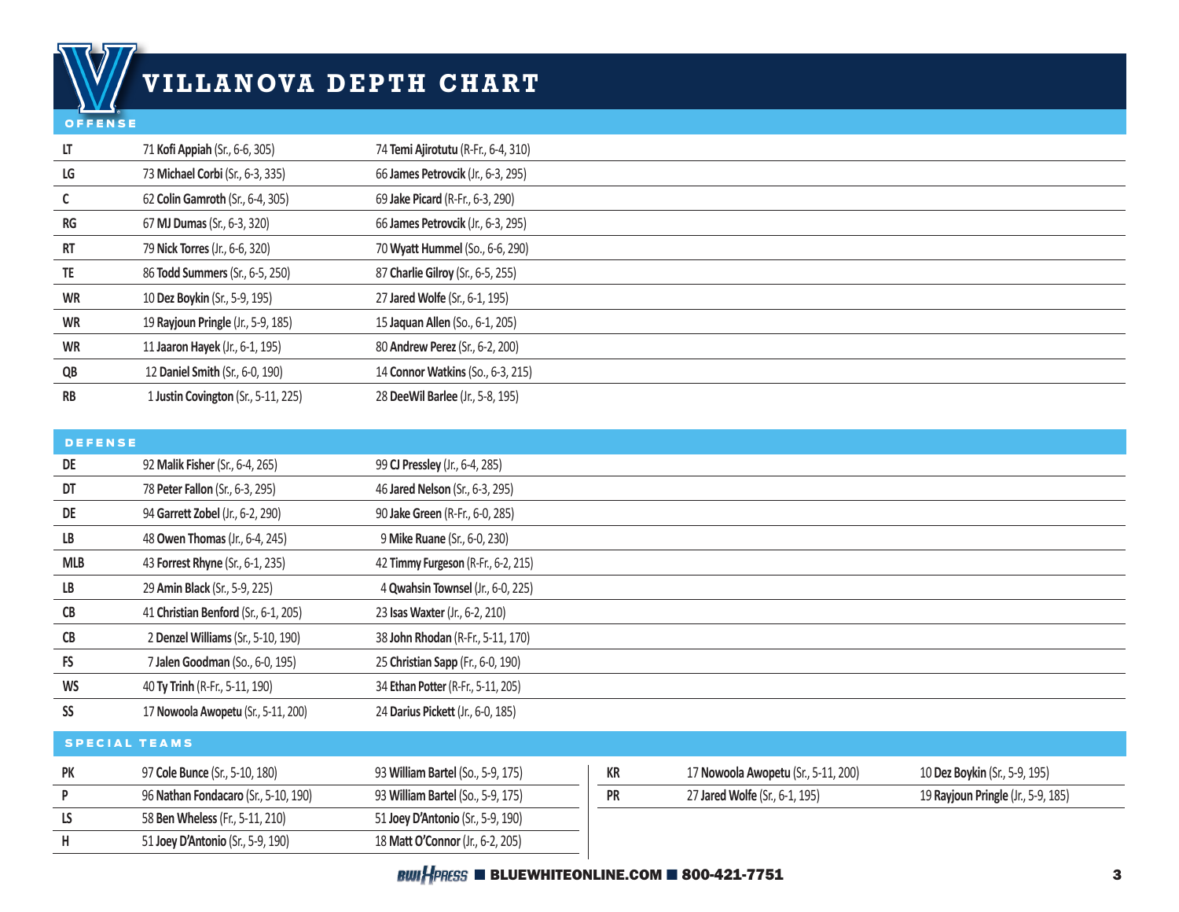# VILLANOVA DEPTH CHART

## OFFENSE

| Position | Starter | Backup |
|---|---|---|
| LT | 71 **Kofi Appiah** (Sr., 6-6, 305) | 74 **Temi Ajirotutu** (R-Fr., 6-4, 310) |
| LG | 73 **Michael Corbi** (Sr., 6-3, 335) | 66 **James Petrovcik** (Jr., 6-3, 295) |
| C | 62 **Colin Gamroth** (Sr., 6-4, 305) | 69 **Jake Picard** (R-Fr., 6-3, 290) |
| RG | 67 **MJ Dumas** (Sr., 6-3, 320) | 66 **James Petrovcik** (Jr., 6-3, 295) |
| RT | 79 **Nick Torres** (Jr., 6-6, 320) | 70 **Wyatt Hummel** (So., 6-6, 290) |
| TE | 86 **Todd Summers** (Sr., 6-5, 250) | 87 **Charlie Gilroy** (Sr., 6-5, 255) |
| WR | 10 **Dez Boykin** (Sr., 5-9, 195) | 27 **Jared Wolfe** (Sr., 6-1, 195) |
| WR | 19 **Rayjoun Pringle** (Jr., 5-9, 185) | 15 **Jaquan Allen** (So., 6-1, 205) |
| WR | 11 **Jaaron Hayek** (Jr., 6-1, 195) | 80 **Andrew Perez** (Sr., 6-2, 200) |
| QB | 12 **Daniel Smith** (Sr., 6-0, 190) | 14 **Connor Watkins** (So., 6-3, 215) |
| RB | 1 **Justin Covington** (Sr., 5-11, 225) | 28 **DeeWil Barlee** (Jr., 5-8, 195) |

## DEFENSE

| Position | Starter | Backup |
|---|---|---|
| DE | 92 **Malik Fisher** (Sr., 6-4, 265) | 99 **CJ Pressley** (Jr., 6-4, 285) |
| DT | 78 **Peter Fallon** (Sr., 6-3, 295) | 46 **Jared Nelson** (Sr., 6-3, 295) |
| DE | 94 **Garrett Zobel** (Jr., 6-2, 290) | 90 **Jake Green** (R-Fr., 6-0, 285) |
| LB | 48 **Owen Thomas** (Jr., 6-4, 245) | 9 **Mike Ruane** (Sr., 6-0, 230) |
| MLB | 43 **Forrest Rhyne** (Sr., 6-1, 235) | 42 **Timmy Furgeson** (R-Fr., 6-2, 215) |
| LB | 29 **Amin Black** (Sr., 5-9, 225) | 4 **Qwahsin Townsel** (Jr., 6-0, 225) |
| CB | 41 **Christian Benford** (Sr., 6-1, 205) | 23 **Isas Waxter** (Jr., 6-2, 210) |
| CB | 2 **Denzel Williams** (Sr., 5-10, 190) | 38 **John Rhodan** (R-Fr., 5-11, 170) |
| FS | 7 **Jalen Goodman** (So., 6-0, 195) | 25 **Christian Sapp** (Fr., 6-0, 190) |
| WS | 40 **Ty Trinh** (R-Fr., 5-11, 190) | 34 **Ethan Potter** (R-Fr., 5-11, 205) |
| SS | 17 **Nowoola Awopetu** (Sr., 5-11, 200) | 24 **Darius Pickett** (Jr., 6-0, 185) |

## SPECIAL TEAMS

| Position | Starter | Backup |
|---|---|---|
| PK | 97 **Cole Bunce** (Sr., 5-10, 180) | 93 **William Bartel** (So., 5-9, 175) |
| P | 96 **Nathan Fondacaro** (Sr., 5-10, 190) | 93 **William Bartel** (So., 5-9, 175) |
| LS | 58 **Ben Wheless** (Fr., 5-11, 210) | 51 **Joey D'Antonio** (Sr., 5-9, 190) |
| H | 51 **Joey D'Antonio** (Sr., 5-9, 190) | 18 **Matt O'Connor** (Jr., 6-2, 205) |
| KR | 17 **Nowoola Awopetu** (Sr., 5-11, 200) | 10 **Dez Boykin** (Sr., 5-9, 195) |
| PR | 27 **Jared Wolfe** (Sr., 6-1, 195) | 19 **Rayjoun Pringle** (Jr., 5-9, 185) |

BWI PRESS ■ BLUEWHITEONLINE.COM ■ 800-421-7751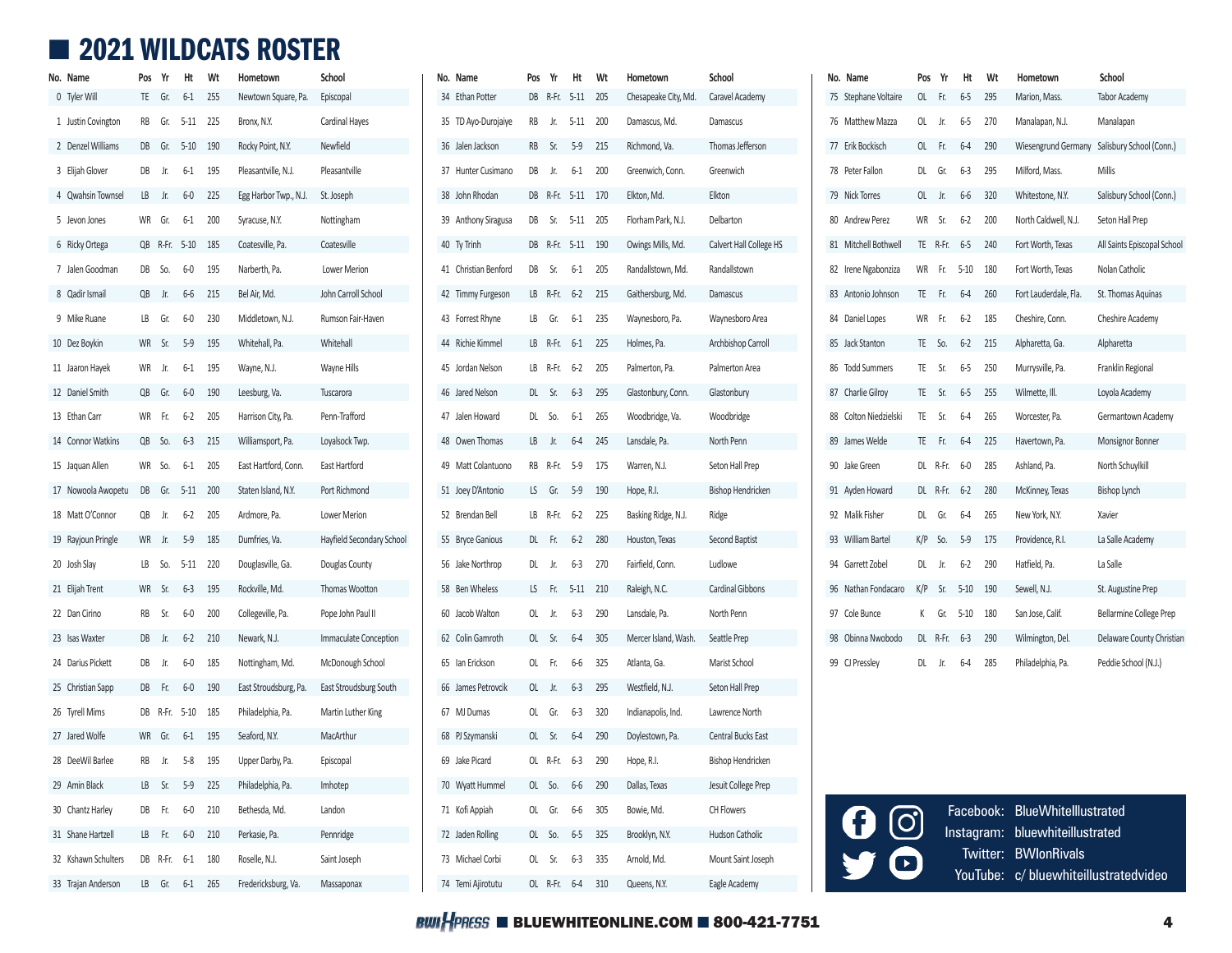# 2021 WILDCATS ROSTER

| No. | Name | Pos | Yr | Ht | Wt | Hometown | School |
|---|---|---|---|---|---|---|---|
| 0 | Tyler Will | TE | Gr. | 6-1 | 255 | Newtown Square, Pa. | Episcopal |
| 1 | Justin Covington | RB | Gr. | 5-11 | 225 | Bronx, N.Y. | Cardinal Hayes |
| 2 | Denzel Williams | DB | Gr. | 5-10 | 190 | Rocky Point, N.Y. | Newfield |
| 3 | Elijah Glover | DB | Jr. | 6-1 | 195 | Pleasantville, N.J. | Pleasantville |
| 4 | Qwahsin Townsel | LB | Jr. | 6-0 | 225 | Egg Harbor Twp., N.J. | St. Joseph |
| 5 | Jevon Jones | WR | Gr. | 6-1 | 200 | Syracuse, N.Y. | Nottingham |
| 6 | Ricky Ortega | QB | R-Fr. | 5-10 | 185 | Coatesville, Pa. | Coatesville |
| 7 | Jalen Goodman | DB | So. | 6-0 | 195 | Narberth, Pa. | Lower Merion |
| 8 | Qadir Ismail | QB | Jr. | 6-6 | 215 | Bel Air, Md. | John Carroll School |
| 9 | Mike Ruane | LB | Gr. | 6-0 | 230 | Middletown, N.J. | Rumson Fair-Haven |
| 10 | Dez Boykin | WR | Sr. | 5-9 | 195 | Whitehall, Pa. | Whitehall |
| 11 | Jaaron Hayek | WR | Jr. | 6-1 | 195 | Wayne, N.J. | Wayne Hills |
| 12 | Daniel Smith | QB | Gr. | 6-0 | 190 | Leesburg, Va. | Tuscarora |
| 13 | Ethan Carr | WR | Fr. | 6-2 | 205 | Harrison City, Pa. | Penn-Trafford |
| 14 | Connor Watkins | QB | So. | 6-3 | 215 | Williamsport, Pa. | Loyalsock Twp. |
| 15 | Jaquan Allen | WR | So. | 6-1 | 205 | East Hartford, Conn. | East Hartford |
| 17 | Nowoola Awopetu | DB | Gr. | 5-11 | 200 | Staten Island, N.Y. | Port Richmond |
| 18 | Matt O'Connor | QB | Jr. | 6-2 | 205 | Ardmore, Pa. | Lower Merion |
| 19 | Rayjoun Pringle | WR | Jr. | 5-9 | 185 | Dumfries, Va. | Hayfield Secondary School |
| 20 | Josh Slay | LB | So. | 5-11 | 220 | Douglasville, Ga. | Douglas County |
| 21 | Elijah Trent | WR | Sr. | 6-3 | 195 | Rockville, Md. | Thomas Wootton |
| 22 | Dan Cirino | RB | Sr. | 6-0 | 200 | Collegeville, Pa. | Pope John Paul II |
| 23 | Isas Waxter | DB | Jr. | 6-2 | 210 | Newark, N.J. | Immaculate Conception |
| 24 | Darius Pickett | DB | Jr. | 6-0 | 185 | Nottingham, Md. | McDonough School |
| 25 | Christian Sapp | DB | Fr. | 6-0 | 190 | East Stroudsburg, Pa. | East Stroudsburg South |
| 26 | Tyrell Mims | DB | R-Fr. | 5-10 | 185 | Philadelphia, Pa. | Martin Luther King |
| 27 | Jared Wolfe | WR | Gr. | 6-1 | 195 | Seaford, N.Y. | MacArthur |
| 28 | DeeWil Barlee | RB | Jr. | 5-8 | 195 | Upper Darby, Pa. | Episcopal |
| 29 | Amin Black | LB | Sr. | 5-9 | 225 | Philadelphia, Pa. | Imhotep |
| 30 | Chantz Harley | DB | Fr. | 6-0 | 210 | Bethesda, Md. | Landon |
| 31 | Shane Hartzell | LB | Fr. | 6-0 | 210 | Perkasie, Pa. | Pennridge |
| 32 | Kshawn Schulters | DB | R-Fr. | 6-1 | 180 | Roselle, N.J. | Saint Joseph |
| 33 | Trajan Anderson | LB | Gr. | 6-1 | 265 | Fredericksburg, Va. | Massaponax |
| 34 | Ethan Potter | DB | R-Fr. | 5-11 | 205 | Chesapeake City, Md. | Caravel Academy |
| 35 | TD Ayo-Durojaiye | RB | Jr. | 5-11 | 200 | Damascus, Md. | Damascus |
| 36 | Jalen Jackson | RB | Sr. | 5-9 | 215 | Richmond, Va. | Thomas Jefferson |
| 37 | Hunter Cusimano | DB | Jr. | 6-1 | 200 | Greenwich, Conn. | Greenwich |
| 38 | John Rhodan | DB | R-Fr. | 5-11 | 170 | Elkton, Md. | Elkton |
| 39 | Anthony Siragusa | DB | Sr. | 5-11 | 205 | Florham Park, N.J. | Delbarton |
| 40 | Ty Trinh | DB | R-Fr. | 5-11 | 190 | Owings Mills, Md. | Calvert Hall College HS |
| 41 | Christian Benford | DB | Sr. | 6-1 | 205 | Randallstown, Md. | Randallstown |
| 42 | Timmy Furgeson | LB | R-Fr. | 6-2 | 215 | Gaithersburg, Md. | Damascus |
| 43 | Forrest Rhyne | LB | Gr. | 6-1 | 235 | Waynesboro, Pa. | Waynesboro Area |
| 44 | Richie Kimmel | LB | R-Fr. | 6-1 | 225 | Holmes, Pa. | Archbishop Carroll |
| 45 | Jordan Nelson | LB | R-Fr. | 6-2 | 205 | Palmerton, Pa. | Palmerton Area |
| 46 | Jared Nelson | DL | Sr. | 6-3 | 295 | Glastonbury, Conn. | Glastonbury |
| 47 | Jalen Howard | DL | So. | 6-1 | 265 | Woodbridge, Va. | Woodbridge |
| 48 | Owen Thomas | LB | Jr. | 6-4 | 245 | Lansdale, Pa. | North Penn |
| 49 | Matt Colantuono | RB | R-Fr. | 5-9 | 175 | Warren, N.J. | Seton Hall Prep |
| 51 | Joey D'Antonio | LS | Gr. | 5-9 | 190 | Hope, R.I. | Bishop Hendricken |
| 52 | Brendan Bell | LB | R-Fr. | 6-2 | 225 | Basking Ridge, N.J. | Ridge |
| 55 | Bryce Ganious | DL | Fr. | 6-2 | 280 | Houston, Texas | Second Baptist |
| 56 | Jake Northrop | DL | Jr. | 6-3 | 270 | Fairfield, Conn. | Ludlowe |
| 58 | Ben Wheless | LS | Fr. | 5-11 | 210 | Raleigh, N.C. | Cardinal Gibbons |
| 60 | Jacob Walton | OL | Jr. | 6-3 | 290 | Lansdale, Pa. | North Penn |
| 62 | Colin Gamroth | OL | Sr. | 6-4 | 305 | Mercer Island, Wash. | Seattle Prep |
| 65 | Ian Erickson | OL | Fr. | 6-6 | 325 | Atlanta, Ga. | Marist School |
| 66 | James Petrovcik | OL | Jr. | 6-3 | 295 | Westfield, N.J. | Seton Hall Prep |
| 67 | MJ Dumas | OL | Gr. | 6-3 | 320 | Indianapolis, Ind. | Lawrence North |
| 68 | PJ Szymanski | OL | Sr. | 6-4 | 290 | Doylestown, Pa. | Central Bucks East |
| 69 | Jake Picard | OL | R-Fr. | 6-3 | 290 | Hope, R.I. | Bishop Hendricken |
| 70 | Wyatt Hummel | OL | So. | 6-6 | 290 | Dallas, Texas | Jesuit College Prep |
| 71 | Kofi Appiah | OL | Gr. | 6-6 | 305 | Bowie, Md. | CH Flowers |
| 72 | Jaden Rolling | OL | So. | 6-5 | 325 | Brooklyn, N.Y. | Hudson Catholic |
| 73 | Michael Corbi | OL | Sr. | 6-3 | 335 | Arnold, Md. | Mount Saint Joseph |
| 74 | Temi Ajirotutu | OL | R-Fr. | 6-4 | 310 | Queens, N.Y. | Eagle Academy |
| 75 | Stephane Voltaire | OL | Fr. | 6-5 | 295 | Marion, Mass. | Tabor Academy |
| 76 | Matthew Mazza | OL | Jr. | 6-5 | 270 | Manalapan, N.J. | Manalapan |
| 77 | Erik Bockisch | OL | Fr. | 6-4 | 290 | Wiesengrund Germany | Salisbury School (Conn.) |
| 78 | Peter Fallon | DL | Gr. | 6-3 | 295 | Milford, Mass. | Millis |
| 79 | Nick Torres | OL | Jr. | 6-6 | 320 | Whitestone, N.Y. | Salisbury School (Conn.) |
| 80 | Andrew Perez | WR | Sr. | 6-2 | 200 | North Caldwell, N.J. | Seton Hall Prep |
| 81 | Mitchell Bothwell | TE | R-Fr. | 6-5 | 240 | Fort Worth, Texas | All Saints Episcopal School |
| 82 | Irene Ngabonziza | WR | Fr. | 5-10 | 180 | Fort Worth, Texas | Nolan Catholic |
| 83 | Antonio Johnson | TE | Fr. | 6-4 | 260 | Fort Lauderdale, Fla. | St. Thomas Aquinas |
| 84 | Daniel Lopes | WR | Fr. | 6-2 | 185 | Cheshire, Conn. | Cheshire Academy |
| 85 | Jack Stanton | TE | So. | 6-2 | 215 | Alpharetta, Ga. | Alpharetta |
| 86 | Todd Summers | TE | Sr. | 6-5 | 250 | Murrysville, Pa. | Franklin Regional |
| 87 | Charlie Gilroy | TE | Sr. | 6-5 | 255 | Wilmette, Ill. | Loyola Academy |
| 88 | Colton Niedzielski | TE | Sr. | 6-4 | 265 | Worcester, Pa. | Germantown Academy |
| 89 | James Welde | TE | Fr. | 6-4 | 225 | Havertown, Pa. | Monsignor Bonner |
| 90 | Jake Green | DL | R-Fr. | 6-0 | 285 | Ashland, Pa. | North Schuylkill |
| 91 | Ayden Howard | DL | R-Fr. | 6-2 | 280 | McKinney, Texas | Bishop Lynch |
| 92 | Malik Fisher | DL | Gr. | 6-4 | 265 | New York, N.Y. | Xavier |
| 93 | William Bartel | K/P | So. | 5-9 | 175 | Providence, R.I. | La Salle Academy |
| 94 | Garrett Zobel | DL | Jr. | 6-2 | 290 | Hatfield, Pa. | La Salle |
| 96 | Nathan Fondacaro | K/P | Sr. | 5-10 | 190 | Sewell, N.J. | St. Augustine Prep |
| 97 | Cole Bunce | K | Gr. | 5-10 | 180 | San Jose, Calif. | Bellarmine College Prep |
| 98 | Obinna Nwobodo | DL | R-Fr. | 6-3 | 290 | Wilmington, Del. | Delaware County Christian |
| 99 | CJ Pressley | DL | Jr. | 6-4 | 285 | Philadelphia, Pa. | Peddie School (N.J.) |

Facebook: BlueWhiteIllustrated
Instagram: bluewhiteillustrated
Twitter: BWIonRivals
YouTube: c/ bluewhiteillustratedvideo

BWI PRESS ■ BLUEWHITEONLINE.COM ■ 800-421-7751